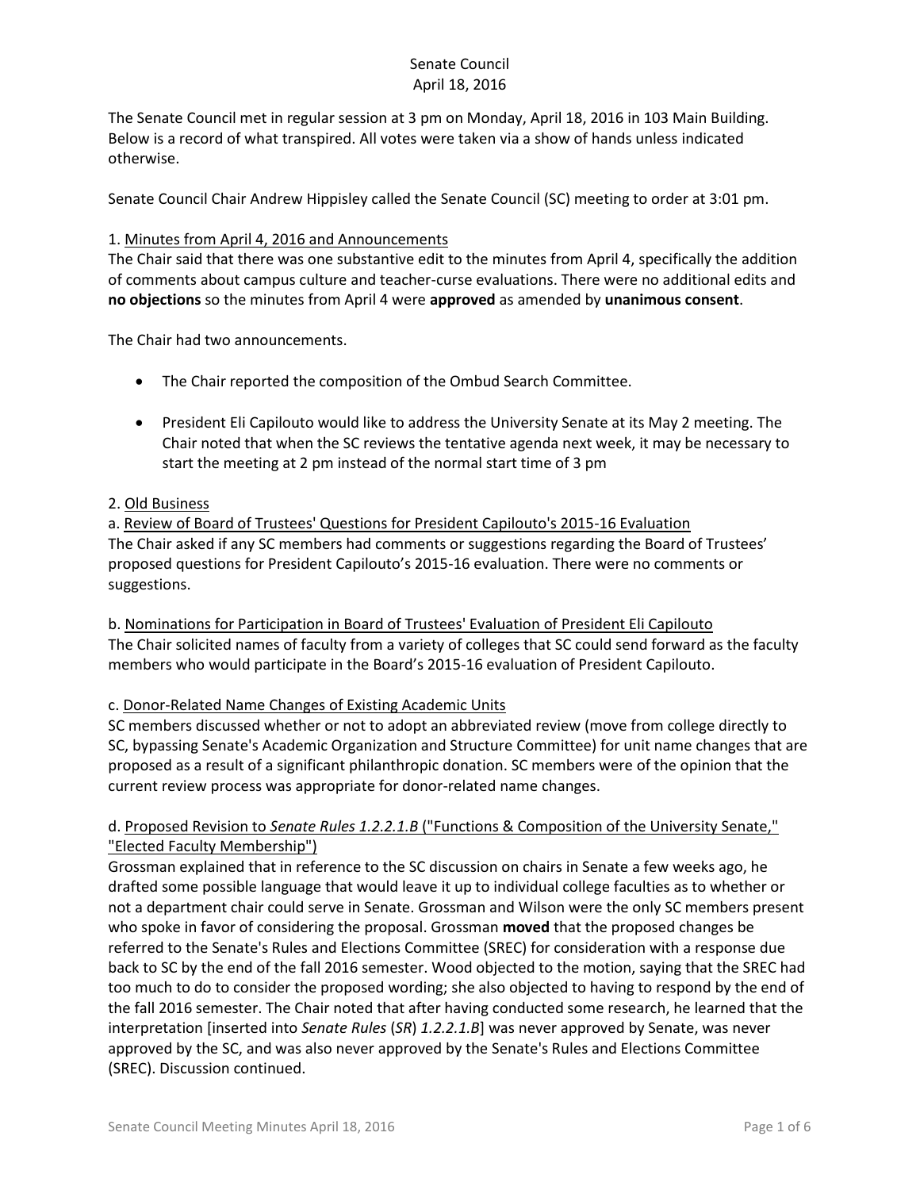Senate Council
April 18, 2016

The Senate Council met in regular session at 3 pm on Monday, April 18, 2016 in 103 Main Building. Below is a record of what transpired. All votes were taken via a show of hands unless indicated otherwise.

Senate Council Chair Andrew Hippisley called the Senate Council (SC) meeting to order at 3:01 pm.

1. Minutes from April 4, 2016 and Announcements

The Chair said that there was one substantive edit to the minutes from April 4, specifically the addition of comments about campus culture and teacher-curse evaluations. There were no additional edits and **no objections** so the minutes from April 4 were **approved** as amended by **unanimous consent**.

The Chair had two announcements.

- The Chair reported the composition of the Ombud Search Committee.
- President Eli Capilouto would like to address the University Senate at its May 2 meeting. The Chair noted that when the SC reviews the tentative agenda next week, it may be necessary to start the meeting at 2 pm instead of the normal start time of 3 pm

2. Old Business

a. Review of Board of Trustees' Questions for President Capilouto's 2015-16 Evaluation

The Chair asked if any SC members had comments or suggestions regarding the Board of Trustees' proposed questions for President Capilouto's 2015-16 evaluation. There were no comments or suggestions.

b. Nominations for Participation in Board of Trustees' Evaluation of President Eli Capilouto

The Chair solicited names of faculty from a variety of colleges that SC could send forward as the faculty members who would participate in the Board's 2015-16 evaluation of President Capilouto.

c. Donor-Related Name Changes of Existing Academic Units

SC members discussed whether or not to adopt an abbreviated review (move from college directly to SC, bypassing Senate's Academic Organization and Structure Committee) for unit name changes that are proposed as a result of a significant philanthropic donation. SC members were of the opinion that the current review process was appropriate for donor-related name changes.

d. Proposed Revision to *Senate Rules 1.2.2.1.B* ("Functions & Composition of the University Senate," "Elected Faculty Membership")

Grossman explained that in reference to the SC discussion on chairs in Senate a few weeks ago, he drafted some possible language that would leave it up to individual college faculties as to whether or not a department chair could serve in Senate. Grossman and Wilson were the only SC members present who spoke in favor of considering the proposal. Grossman **moved** that the proposed changes be referred to the Senate's Rules and Elections Committee (SREC) for consideration with a response due back to SC by the end of the fall 2016 semester. Wood objected to the motion, saying that the SREC had too much to do to consider the proposed wording; she also objected to having to respond by the end of the fall 2016 semester. The Chair noted that after having conducted some research, he learned that the interpretation [inserted into *Senate Rules* (*SR*) *1.2.2.1.B*] was never approved by Senate, was never approved by the SC, and was also never approved by the Senate's Rules and Elections Committee (SREC). Discussion continued.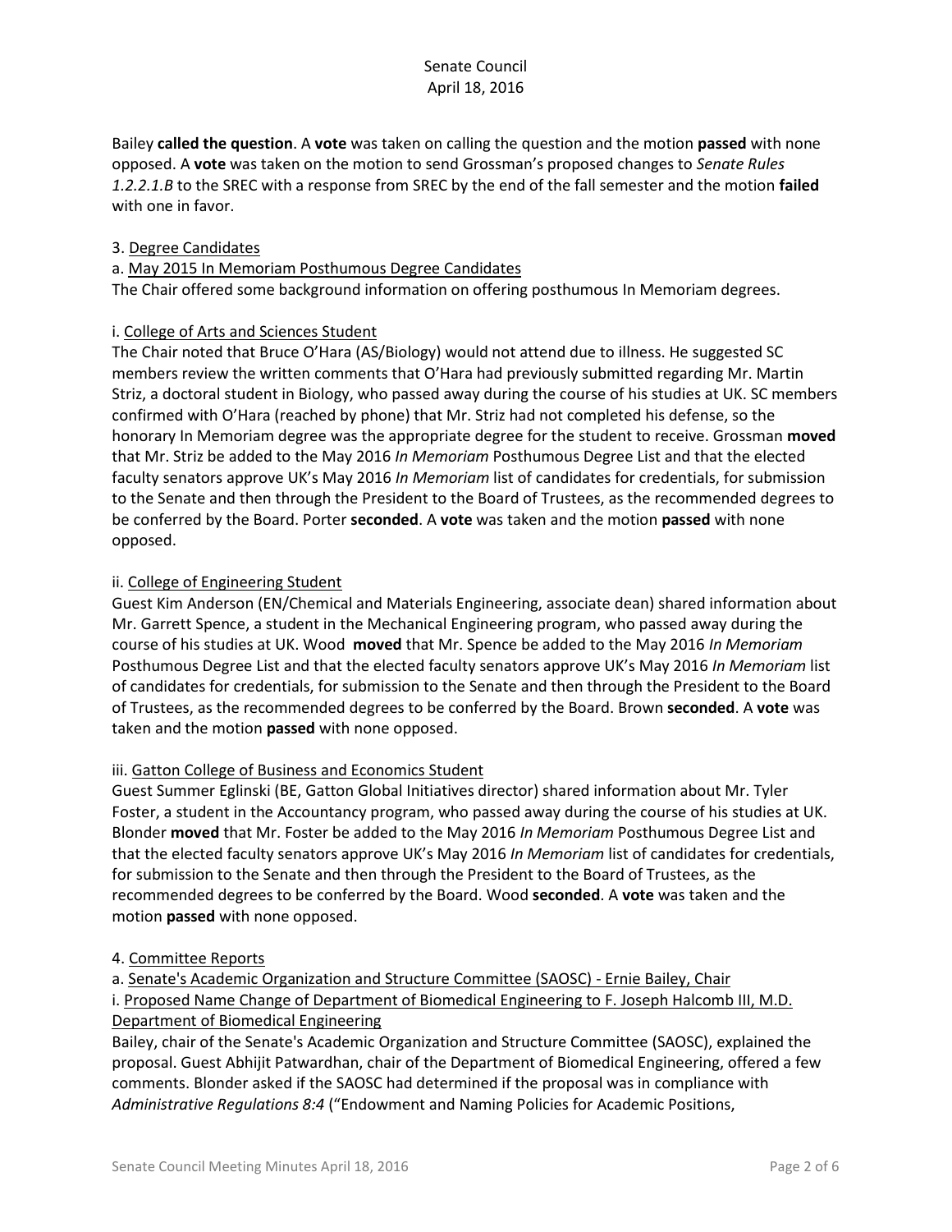Bailey **called the question**. A **vote** was taken on calling the question and the motion **passed** with none opposed. A **vote** was taken on the motion to send Grossman's proposed changes to *Senate Rules 1.2.2.1.B* to the SREC with a response from SREC by the end of the fall semester and the motion **failed** with one in favor.

3. Degree Candidates

a. May 2015 In Memoriam Posthumous Degree Candidates

The Chair offered some background information on offering posthumous In Memoriam degrees.

i. College of Arts and Sciences Student

The Chair noted that Bruce O'Hara (AS/Biology) would not attend due to illness. He suggested SC members review the written comments that O'Hara had previously submitted regarding Mr. Martin Striz, a doctoral student in Biology, who passed away during the course of his studies at UK. SC members confirmed with O'Hara (reached by phone) that Mr. Striz had not completed his defense, so the honorary In Memoriam degree was the appropriate degree for the student to receive. Grossman **moved** that Mr. Striz be added to the May 2016 *In Memoriam* Posthumous Degree List and that the elected faculty senators approve UK's May 2016 *In Memoriam* list of candidates for credentials, for submission to the Senate and then through the President to the Board of Trustees, as the recommended degrees to be conferred by the Board. Porter **seconded**. A **vote** was taken and the motion **passed** with none opposed.

ii. College of Engineering Student

Guest Kim Anderson (EN/Chemical and Materials Engineering, associate dean) shared information about Mr. Garrett Spence, a student in the Mechanical Engineering program, who passed away during the course of his studies at UK. Wood **moved** that Mr. Spence be added to the May 2016 *In Memoriam* Posthumous Degree List and that the elected faculty senators approve UK's May 2016 *In Memoriam* list of candidates for credentials, for submission to the Senate and then through the President to the Board of Trustees, as the recommended degrees to be conferred by the Board. Brown **seconded**. A **vote** was taken and the motion **passed** with none opposed.

iii. Gatton College of Business and Economics Student

Guest Summer Eglinski (BE, Gatton Global Initiatives director) shared information about Mr. Tyler Foster, a student in the Accountancy program, who passed away during the course of his studies at UK. Blonder **moved** that Mr. Foster be added to the May 2016 *In Memoriam* Posthumous Degree List and that the elected faculty senators approve UK's May 2016 *In Memoriam* list of candidates for credentials, for submission to the Senate and then through the President to the Board of Trustees, as the recommended degrees to be conferred by the Board. Wood **seconded**. A **vote** was taken and the motion **passed** with none opposed.

4. Committee Reports

a. Senate's Academic Organization and Structure Committee (SAOSC) - Ernie Bailey, Chair

i. Proposed Name Change of Department of Biomedical Engineering to F. Joseph Halcomb III, M.D. Department of Biomedical Engineering

Bailey, chair of the Senate's Academic Organization and Structure Committee (SAOSC), explained the proposal. Guest Abhijit Patwardhan, chair of the Department of Biomedical Engineering, offered a few comments. Blonder asked if the SAOSC had determined if the proposal was in compliance with *Administrative Regulations 8:4* ("Endowment and Naming Policies for Academic Positions,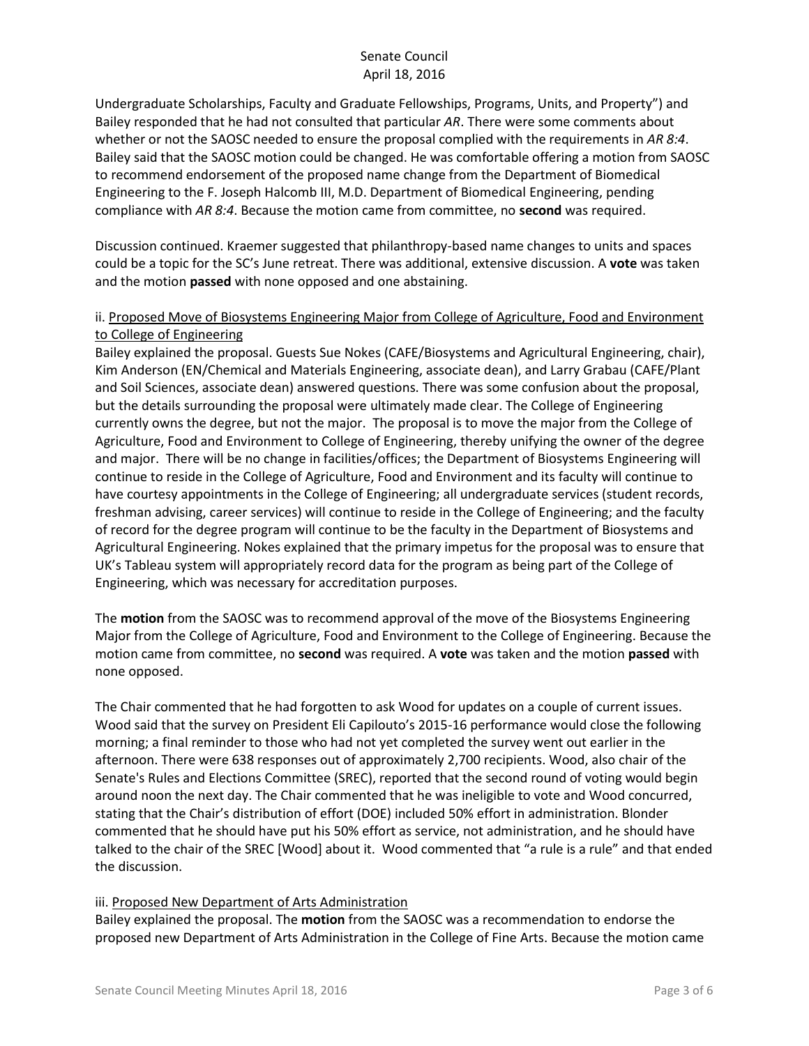Undergraduate Scholarships, Faculty and Graduate Fellowships, Programs, Units, and Property") and Bailey responded that he had not consulted that particular *AR*. There were some comments about whether or not the SAOSC needed to ensure the proposal complied with the requirements in *AR 8:4*. Bailey said that the SAOSC motion could be changed. He was comfortable offering a motion from SAOSC to recommend endorsement of the proposed name change from the Department of Biomedical Engineering to the F. Joseph Halcomb III, M.D. Department of Biomedical Engineering, pending compliance with *AR 8:4*. Because the motion came from committee, no **second** was required.

Discussion continued. Kraemer suggested that philanthropy-based name changes to units and spaces could be a topic for the SC's June retreat. There was additional, extensive discussion. A **vote** was taken and the motion **passed** with none opposed and one abstaining.

ii. <u>Proposed Move of Biosystems Engineering Major from College of Agriculture, Food and Environment to College of Engineering</u>

Bailey explained the proposal. Guests Sue Nokes (CAFE/Biosystems and Agricultural Engineering, chair), Kim Anderson (EN/Chemical and Materials Engineering, associate dean), and Larry Grabau (CAFE/Plant and Soil Sciences, associate dean) answered questions. There was some confusion about the proposal, but the details surrounding the proposal were ultimately made clear. The College of Engineering currently owns the degree, but not the major. The proposal is to move the major from the College of Agriculture, Food and Environment to College of Engineering, thereby unifying the owner of the degree and major. There will be no change in facilities/offices; the Department of Biosystems Engineering will continue to reside in the College of Agriculture, Food and Environment and its faculty will continue to have courtesy appointments in the College of Engineering; all undergraduate services (student records, freshman advising, career services) will continue to reside in the College of Engineering; and the faculty of record for the degree program will continue to be the faculty in the Department of Biosystems and Agricultural Engineering. Nokes explained that the primary impetus for the proposal was to ensure that UK's Tableau system will appropriately record data for the program as being part of the College of Engineering, which was necessary for accreditation purposes.

The **motion** from the SAOSC was to recommend approval of the move of the Biosystems Engineering Major from the College of Agriculture, Food and Environment to the College of Engineering. Because the motion came from committee, no **second** was required. A **vote** was taken and the motion **passed** with none opposed.

The Chair commented that he had forgotten to ask Wood for updates on a couple of current issues. Wood said that the survey on President Eli Capilouto's 2015-16 performance would close the following morning; a final reminder to those who had not yet completed the survey went out earlier in the afternoon. There were 638 responses out of approximately 2,700 recipients. Wood, also chair of the Senate's Rules and Elections Committee (SREC), reported that the second round of voting would begin around noon the next day. The Chair commented that he was ineligible to vote and Wood concurred, stating that the Chair's distribution of effort (DOE) included 50% effort in administration. Blonder commented that he should have put his 50% effort as service, not administration, and he should have talked to the chair of the SREC [Wood] about it. Wood commented that "a rule is a rule" and that ended the discussion.

iii. <u>Proposed New Department of Arts Administration</u>

Bailey explained the proposal. The **motion** from the SAOSC was a recommendation to endorse the proposed new Department of Arts Administration in the College of Fine Arts. Because the motion came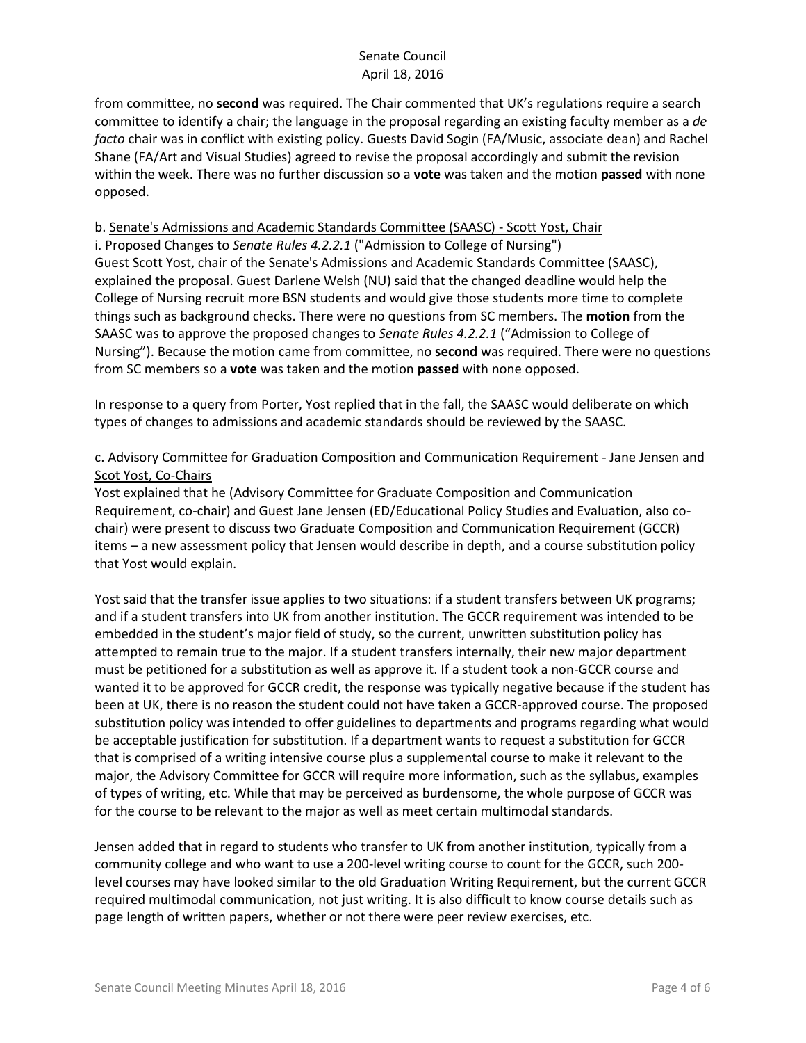from committee, no **second** was required. The Chair commented that UK's regulations require a search committee to identify a chair; the language in the proposal regarding an existing faculty member as a *de facto* chair was in conflict with existing policy. Guests David Sogin (FA/Music, associate dean) and Rachel Shane (FA/Art and Visual Studies) agreed to revise the proposal accordingly and submit the revision within the week. There was no further discussion so a **vote** was taken and the motion **passed** with none opposed.

b. <u>Senate's Admissions and Academic Standards Committee (SAASC) - Scott Yost, Chair</u>

i. <u>Proposed Changes to *Senate Rules 4.2.2.1* ("Admission to College of Nursing")</u>

Guest Scott Yost, chair of the Senate's Admissions and Academic Standards Committee (SAASC), explained the proposal. Guest Darlene Welsh (NU) said that the changed deadline would help the College of Nursing recruit more BSN students and would give those students more time to complete things such as background checks. There were no questions from SC members. The **motion** from the SAASC was to approve the proposed changes to *Senate Rules 4.2.2.1* ("Admission to College of Nursing"). Because the motion came from committee, no **second** was required. There were no questions from SC members so a **vote** was taken and the motion **passed** with none opposed.

In response to a query from Porter, Yost replied that in the fall, the SAASC would deliberate on which types of changes to admissions and academic standards should be reviewed by the SAASC.

c. <u>Advisory Committee for Graduation Composition and Communication Requirement - Jane Jensen and Scot Yost, Co-Chairs</u>

Yost explained that he (Advisory Committee for Graduate Composition and Communication Requirement, co-chair) and Guest Jane Jensen (ED/Educational Policy Studies and Evaluation, also co-chair) were present to discuss two Graduate Composition and Communication Requirement (GCCR) items – a new assessment policy that Jensen would describe in depth, and a course substitution policy that Yost would explain.

Yost said that the transfer issue applies to two situations: if a student transfers between UK programs; and if a student transfers into UK from another institution. The GCCR requirement was intended to be embedded in the student's major field of study, so the current, unwritten substitution policy has attempted to remain true to the major. If a student transfers internally, their new major department must be petitioned for a substitution as well as approve it. If a student took a non-GCCR course and wanted it to be approved for GCCR credit, the response was typically negative because if the student has been at UK, there is no reason the student could not have taken a GCCR-approved course. The proposed substitution policy was intended to offer guidelines to departments and programs regarding what would be acceptable justification for substitution. If a department wants to request a substitution for GCCR that is comprised of a writing intensive course plus a supplemental course to make it relevant to the major, the Advisory Committee for GCCR will require more information, such as the syllabus, examples of types of writing, etc. While that may be perceived as burdensome, the whole purpose of GCCR was for the course to be relevant to the major as well as meet certain multimodal standards.

Jensen added that in regard to students who transfer to UK from another institution, typically from a community college and who want to use a 200-level writing course to count for the GCCR, such 200-level courses may have looked similar to the old Graduation Writing Requirement, but the current GCCR required multimodal communication, not just writing. It is also difficult to know course details such as page length of written papers, whether or not there were peer review exercises, etc.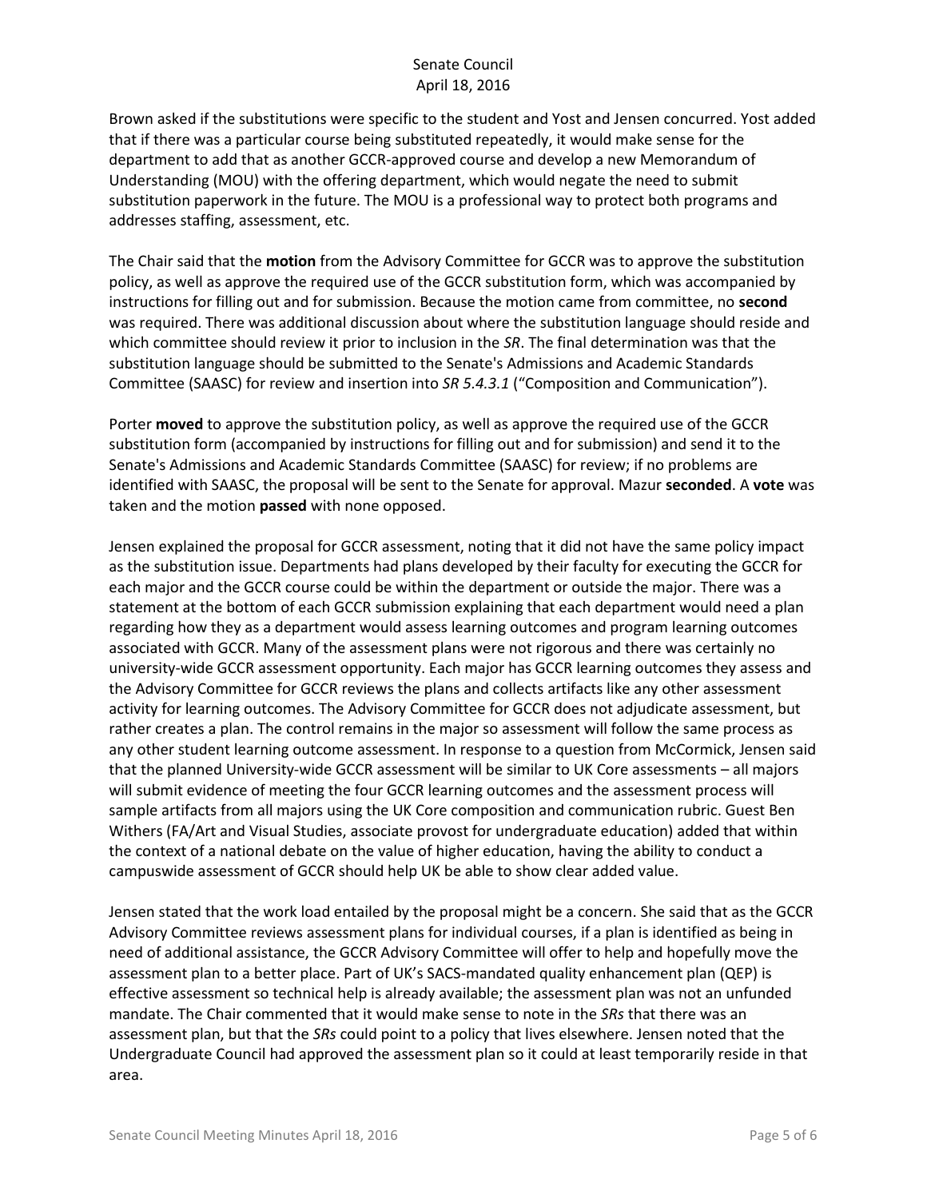Brown asked if the substitutions were specific to the student and Yost and Jensen concurred. Yost added that if there was a particular course being substituted repeatedly, it would make sense for the department to add that as another GCCR-approved course and develop a new Memorandum of Understanding (MOU) with the offering department, which would negate the need to submit substitution paperwork in the future. The MOU is a professional way to protect both programs and addresses staffing, assessment, etc.

The Chair said that the **motion** from the Advisory Committee for GCCR was to approve the substitution policy, as well as approve the required use of the GCCR substitution form, which was accompanied by instructions for filling out and for submission. Because the motion came from committee, no **second** was required. There was additional discussion about where the substitution language should reside and which committee should review it prior to inclusion in the *SR*. The final determination was that the substitution language should be submitted to the Senate's Admissions and Academic Standards Committee (SAASC) for review and insertion into *SR 5.4.3.1* ("Composition and Communication").

Porter **moved** to approve the substitution policy, as well as approve the required use of the GCCR substitution form (accompanied by instructions for filling out and for submission) and send it to the Senate's Admissions and Academic Standards Committee (SAASC) for review; if no problems are identified with SAASC, the proposal will be sent to the Senate for approval. Mazur **seconded**. A **vote** was taken and the motion **passed** with none opposed.

Jensen explained the proposal for GCCR assessment, noting that it did not have the same policy impact as the substitution issue. Departments had plans developed by their faculty for executing the GCCR for each major and the GCCR course could be within the department or outside the major. There was a statement at the bottom of each GCCR submission explaining that each department would need a plan regarding how they as a department would assess learning outcomes and program learning outcomes associated with GCCR. Many of the assessment plans were not rigorous and there was certainly no university-wide GCCR assessment opportunity. Each major has GCCR learning outcomes they assess and the Advisory Committee for GCCR reviews the plans and collects artifacts like any other assessment activity for learning outcomes. The Advisory Committee for GCCR does not adjudicate assessment, but rather creates a plan. The control remains in the major so assessment will follow the same process as any other student learning outcome assessment. In response to a question from McCormick, Jensen said that the planned University-wide GCCR assessment will be similar to UK Core assessments – all majors will submit evidence of meeting the four GCCR learning outcomes and the assessment process will sample artifacts from all majors using the UK Core composition and communication rubric. Guest Ben Withers (FA/Art and Visual Studies, associate provost for undergraduate education) added that within the context of a national debate on the value of higher education, having the ability to conduct a campuswide assessment of GCCR should help UK be able to show clear added value.

Jensen stated that the work load entailed by the proposal might be a concern. She said that as the GCCR Advisory Committee reviews assessment plans for individual courses, if a plan is identified as being in need of additional assistance, the GCCR Advisory Committee will offer to help and hopefully move the assessment plan to a better place. Part of UK's SACS-mandated quality enhancement plan (QEP) is effective assessment so technical help is already available; the assessment plan was not an unfunded mandate. The Chair commented that it would make sense to note in the *SRs* that there was an assessment plan, but that the *SRs* could point to a policy that lives elsewhere. Jensen noted that the Undergraduate Council had approved the assessment plan so it could at least temporarily reside in that area.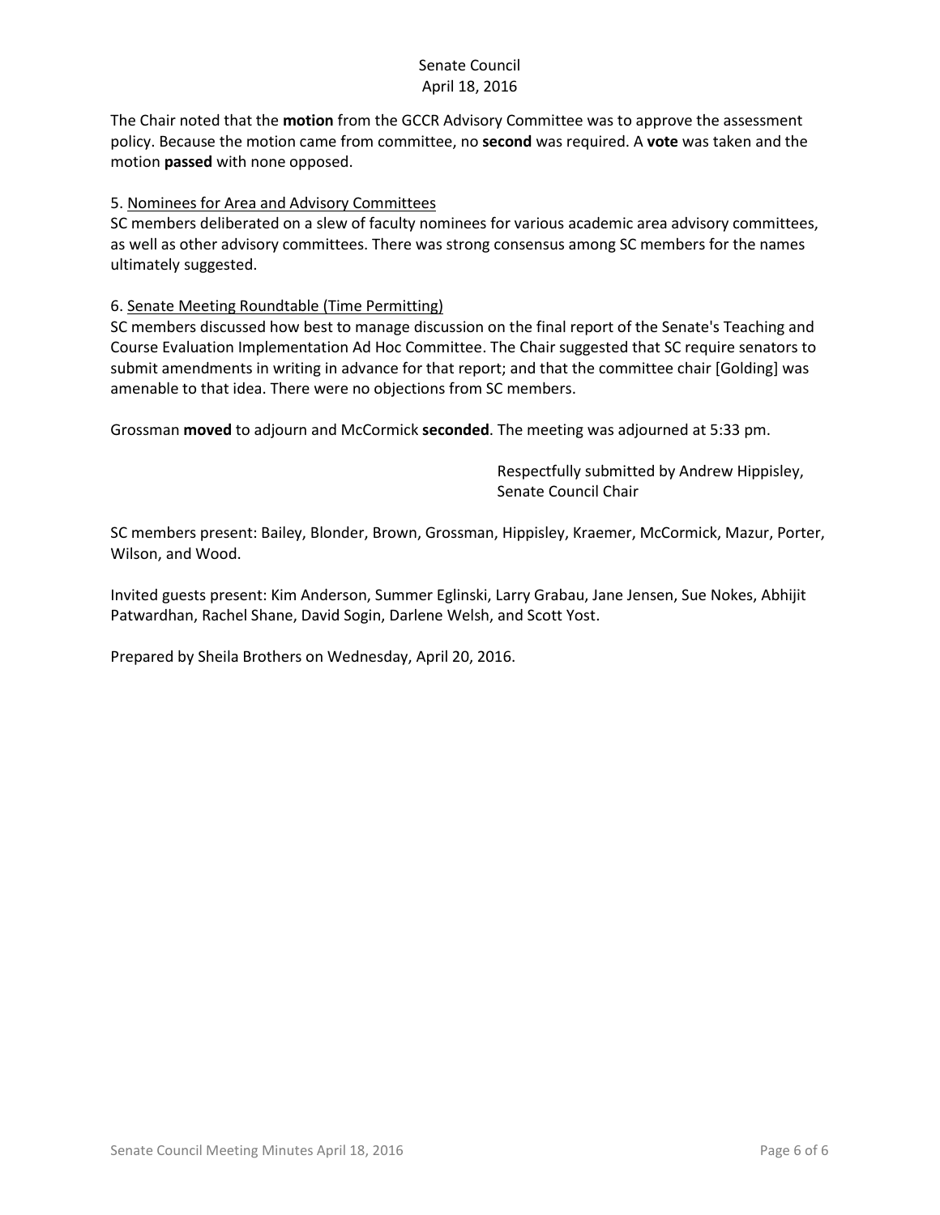The Chair noted that the **motion** from the GCCR Advisory Committee was to approve the assessment policy. Because the motion came from committee, no **second** was required. A **vote** was taken and the motion **passed** with none opposed.

5. Nominees for Area and Advisory Committees

SC members deliberated on a slew of faculty nominees for various academic area advisory committees, as well as other advisory committees. There was strong consensus among SC members for the names ultimately suggested.

6. Senate Meeting Roundtable (Time Permitting)

SC members discussed how best to manage discussion on the final report of the Senate's Teaching and Course Evaluation Implementation Ad Hoc Committee. The Chair suggested that SC require senators to submit amendments in writing in advance for that report; and that the committee chair [Golding] was amenable to that idea. There were no objections from SC members.

Grossman **moved** to adjourn and McCormick **seconded**. The meeting was adjourned at 5:33 pm.

Respectfully submitted by Andrew Hippisley,
Senate Council Chair

SC members present: Bailey, Blonder, Brown, Grossman, Hippisley, Kraemer, McCormick, Mazur, Porter, Wilson, and Wood.

Invited guests present: Kim Anderson, Summer Eglinski, Larry Grabau, Jane Jensen, Sue Nokes, Abhijit Patwardhan, Rachel Shane, David Sogin, Darlene Welsh, and Scott Yost.

Prepared by Sheila Brothers on Wednesday, April 20, 2016.